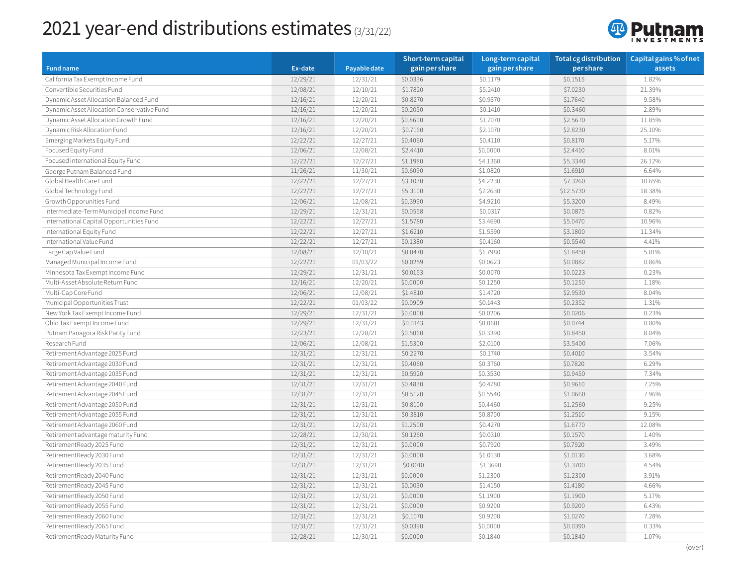# 2021 year-end distributions estimates (3/31/22)

| Fund name | Ex-date | Payable date | Short-term capital gain per share | Long-term capital gain per share | Total cg distribution per share | Capital gains % of net assets |
|---|---|---|---|---|---|---|
| California Tax Exempt Income Fund | 12/29/21 | 12/31/21 | $0.0336 | $0.1179 | $0.1515 | 1.82% |
| Convertible Securities Fund | 12/08/21 | 12/10/21 | $1.7820 | $5.2410 | $7.0230 | 21.39% |
| Dynamic Asset Allocation Balanced Fund | 12/16/21 | 12/20/21 | $0.8270 | $0.9370 | $1.7640 | 9.58% |
| Dynamic Asset Allocation Conservative Fund | 12/16/21 | 12/20/21 | $0.2050 | $0.1410 | $0.3460 | 2.89% |
| Dynamic Asset Allocation Growth Fund | 12/16/21 | 12/20/21 | $0.8600 | $1.7070 | $2.5670 | 11.85% |
| Dynamic Risk Allocation Fund | 12/16/21 | 12/20/21 | $0.7160 | $2.1070 | $2.8230 | 25.10% |
| Emerging Markets Equity Fund | 12/22/21 | 12/27/21 | $0.4060 | $0.4110 | $0.8170 | 5.17% |
| Focused Equity Fund | 12/06/21 | 12/08/21 | $2.4410 | $0.0000 | $2.4410 | 8.01% |
| Focused International Equity Fund | 12/22/21 | 12/27/21 | $1.1980 | $4.1360 | $5.3340 | 26.12% |
| George Putnam Balanced Fund | 11/26/21 | 11/30/21 | $0.6090 | $1.0820 | $1.6910 | 6.64% |
| Global Health Care Fund | 12/22/21 | 12/27/21 | $3.1030 | $4.2230 | $7.3260 | 10.65% |
| Global Technology Fund | 12/22/21 | 12/27/21 | $5.3100 | $7.2630 | $12.5730 | 18.38% |
| Growth Opportunities Fund | 12/06/21 | 12/08/21 | $0.3990 | $4.9210 | $5.3200 | 8.49% |
| Intermediate-Term Municipal Income Fund | 12/29/21 | 12/31/21 | $0.0558 | $0.0317 | $0.0875 | 0.82% |
| International Capital Opportunities Fund | 12/22/21 | 12/27/21 | $1.5780 | $3.4690 | $5.0470 | 10.96% |
| International Equity Fund | 12/22/21 | 12/27/21 | $1.6210 | $1.5590 | $3.1800 | 11.34% |
| International Value Fund | 12/22/21 | 12/27/21 | $0.1380 | $0.4160 | $0.5540 | 4.41% |
| Large Cap Value Fund | 12/08/21 | 12/10/21 | $0.0470 | $1.7980 | $1.8450 | 5.81% |
| Managed Municipal Income Fund | 12/22/21 | 01/03/22 | $0.0259 | $0.0623 | $0.0882 | 0.86% |
| Minnesota Tax Exempt Income Fund | 12/29/21 | 12/31/21 | $0.0153 | $0.0070 | $0.0223 | 0.23% |
| Multi-Asset Absolute Return Fund | 12/16/21 | 12/20/21 | $0.0000 | $0.1250 | $0.1250 | 1.18% |
| Multi-Cap Core Fund | 12/06/21 | 12/08/21 | $1.4810 | $1.4720 | $2.9530 | 8.04% |
| Municipal Opportunities Trust | 12/22/21 | 01/03/22 | $0.0909 | $0.1443 | $0.2352 | 1.31% |
| New York Tax Exempt Income Fund | 12/29/21 | 12/31/21 | $0.0000 | $0.0206 | $0.0206 | 0.23% |
| Ohio Tax Exempt Income Fund | 12/29/21 | 12/31/21 | $0.0143 | $0.0601 | $0.0744 | 0.80% |
| Putnam Panagora Risk Parity Fund | 12/23/21 | 12/28/21 | $0.5060 | $0.3390 | $0.8450 | 8.04% |
| Research Fund | 12/06/21 | 12/08/21 | $1.5300 | $2.0100 | $3.5400 | 7.06% |
| Retirement Advantage 2025 Fund | 12/31/21 | 12/31/21 | $0.2270 | $0.1740 | $0.4010 | 3.54% |
| Retirement Advantage 2030 Fund | 12/31/21 | 12/31/21 | $0.4060 | $0.3760 | $0.7820 | 6.29% |
| Retirement Advantage 2035 Fund | 12/31/21 | 12/31/21 | $0.5920 | $0.3530 | $0.9450 | 7.34% |
| Retirement Advantage 2040 Fund | 12/31/21 | 12/31/21 | $0.4830 | $0.4780 | $0.9610 | 7.25% |
| Retirement Advantage 2045 Fund | 12/31/21 | 12/31/21 | $0.5120 | $0.5540 | $1.0660 | 7.96% |
| Retirement Advantage 2050 Fund | 12/31/21 | 12/31/21 | $0.8100 | $0.4460 | $1.2560 | 9.25% |
| Retirement Advantage 2055 Fund | 12/31/21 | 12/31/21 | $0.3810 | $0.8700 | $1.2510 | 9.15% |
| Retirement Advantage 2060 Fund | 12/31/21 | 12/31/21 | $1.2500 | $0.4270 | $1.6770 | 12.08% |
| Retirement advantage maturity Fund | 12/28/21 | 12/30/21 | $0.1260 | $0.0310 | $0.1570 | 1.40% |
| RetirementReady 2025 Fund | 12/31/21 | 12/31/21 | $0.0000 | $0.7920 | $0.7920 | 3.49% |
| RetirementReady 2030 Fund | 12/31/21 | 12/31/21 | $0.0000 | $1.0130 | $1.0130 | 3.68% |
| RetirementReady 2035 Fund | 12/31/21 | 12/31/21 | $0.0010 | $1.3690 | $1.3700 | 4.54% |
| RetirementReady 2040 Fund | 12/31/21 | 12/31/21 | $0.0000 | $1.2300 | $1.2300 | 3.91% |
| RetirementReady 2045 Fund | 12/31/21 | 12/31/21 | $0.0030 | $1.4150 | $1.4180 | 4.66% |
| RetirementReady 2050 Fund | 12/31/21 | 12/31/21 | $0.0000 | $1.1900 | $1.1900 | 5.17% |
| RetirementReady 2055 Fund | 12/31/21 | 12/31/21 | $0.0000 | $0.9200 | $0.9200 | 6.43% |
| RetirementReady 2060 Fund | 12/31/21 | 12/31/21 | $0.1070 | $0.9200 | $1.0270 | 7.28% |
| RetirementReady 2065 Fund | 12/31/21 | 12/31/21 | $0.0390 | $0.0000 | $0.0390 | 0.33% |
| RetirementReady Maturity Fund | 12/28/21 | 12/30/21 | $0.0000 | $0.1840 | $0.1840 | 1.07% |

(over)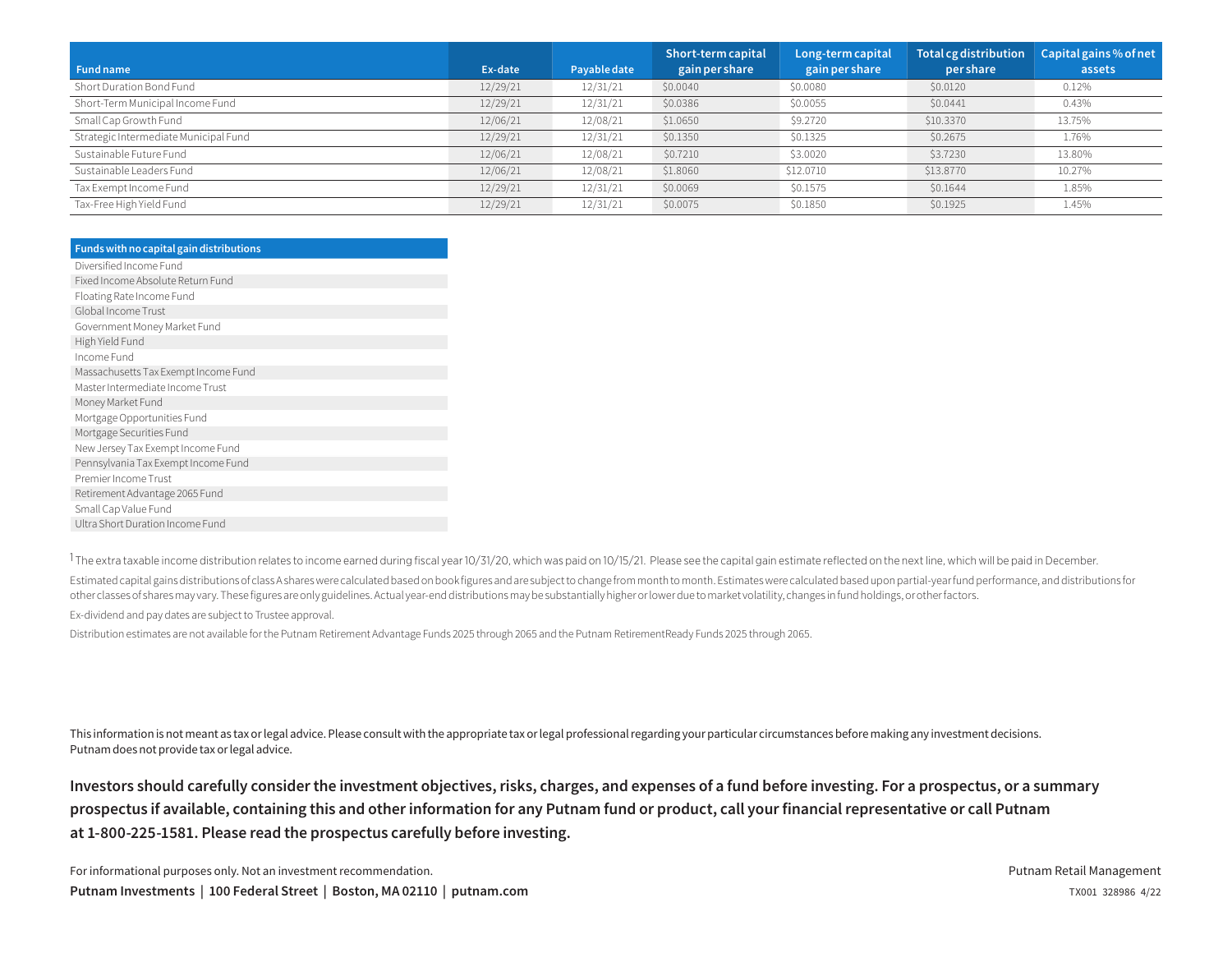| Fund name | Ex-date | Payable date | Short-term capital gain per share | Long-term capital gain per share | Total cg distribution per share | Capital gains % of net assets |
|---|---|---|---|---|---|---|
| Short Duration Bond Fund | 12/29/21 | 12/31/21 | $0.0040 | $0.0080 | $0.0120 | 0.12% |
| Short-Term Municipal Income Fund | 12/29/21 | 12/31/21 | $0.0386 | $0.0055 | $0.0441 | 0.43% |
| Small Cap Growth Fund | 12/06/21 | 12/08/21 | $1.0650 | $9.2720 | $10.3370 | 13.75% |
| Strategic Intermediate Municipal Fund | 12/29/21 | 12/31/21 | $0.1350 | $0.1325 | $0.2675 | 1.76% |
| Sustainable Future Fund | 12/06/21 | 12/08/21 | $0.7210 | $3.0020 | $3.7230 | 13.80% |
| Sustainable Leaders Fund | 12/06/21 | 12/08/21 | $1.8060 | $12.0710 | $13.8770 | 10.27% |
| Tax Exempt Income Fund | 12/29/21 | 12/31/21 | $0.0069 | $0.1575 | $0.1644 | 1.85% |
| Tax-Free High Yield Fund | 12/29/21 | 12/31/21 | $0.0075 | $0.1850 | $0.1925 | 1.45% |

| Funds with no capital gain distributions |
|---|
| Diversified Income Fund |
| Fixed Income Absolute Return Fund |
| Floating Rate Income Fund |
| Global Income Trust |
| Government Money Market Fund |
| High Yield Fund |
| Income Fund |
| Massachusetts Tax Exempt Income Fund |
| Master Intermediate Income Trust |
| Money Market Fund |
| Mortgage Opportunities Fund |
| Mortgage Securities Fund |
| New Jersey Tax Exempt Income Fund |
| Pennsylvania Tax Exempt Income Fund |
| Premier Income Trust |
| Retirement Advantage 2065 Fund |
| Small Cap Value Fund |
| Ultra Short Duration Income Fund |

[1] The extra taxable income distribution relates to income earned during fiscal year 10/31/20, which was paid on 10/15/21. Please see the capital gain estimate reflected on the next line, which will be paid in December.

Estimated capital gains distributions of class A shares were calculated based on book figures and are subject to change from month to month. Estimates were calculated based upon partial-year fund performance, and distributions for other classes of shares may vary. These figures are only guidelines. Actual year-end distributions may be substantially higher or lower due to market volatility, changes in fund holdings, or other factors.

Ex-dividend and pay dates are subject to Trustee approval.

Distribution estimates are not available for the Putnam Retirement Advantage Funds 2025 through 2065 and the Putnam RetirementReady Funds 2025 through 2065.

This information is not meant as tax or legal advice. Please consult with the appropriate tax or legal professional regarding your particular circumstances before making any investment decisions. Putnam does not provide tax or legal advice.

**Investors should carefully consider the investment objectives, risks, charges, and expenses of a fund before investing. For a prospectus, or a summary prospectus if available, containing this and other information for any Putnam fund or product, call your financial representative or call Putnam at 1-800-225-1581. Please read the prospectus carefully before investing.**

For informational purposes only. Not an investment recommendation.

Putnam Retail Management

**Putnam Investments | 100 Federal Street | Boston, MA 02110 | putnam.com**

TX001 328986 4/22